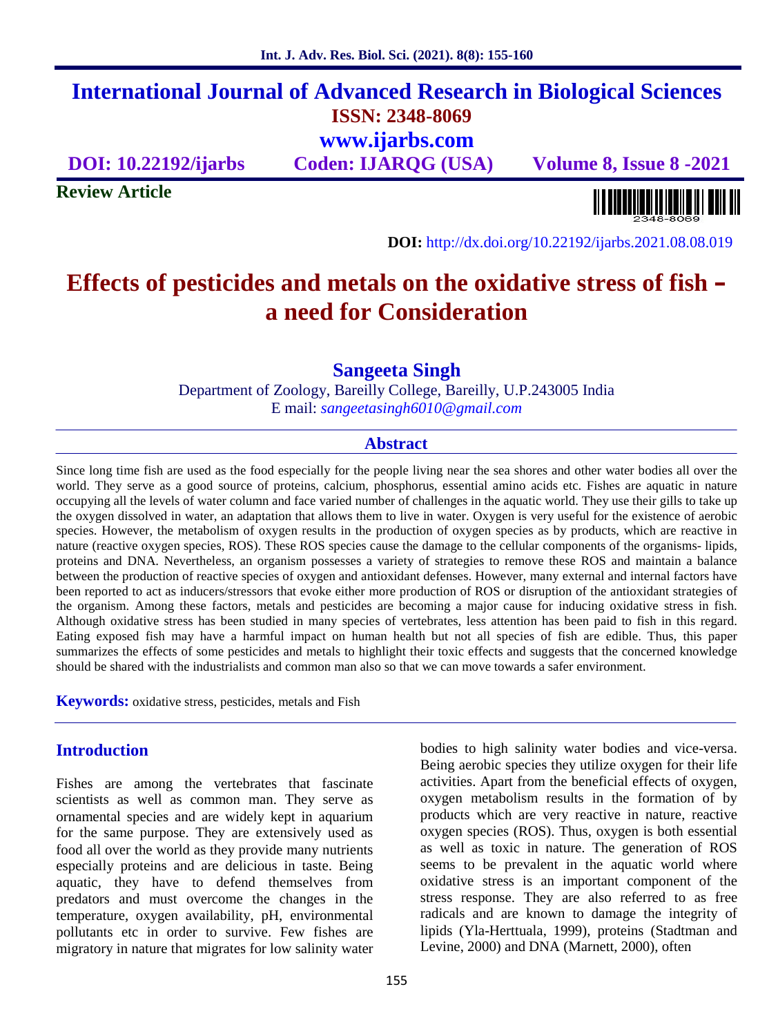# International Journal of Advanced Research in Biological Sciences

**ISSN: 2348-8069**

**www.ijarbs.com**

**DOI: 10.22192/ijarbs** **Coden: IJARQG (USA)** **Volume 8, Issue 8 -2021**

**Review Article**

**DOI:** http://dx.doi.org/10.22192/ijarbs.2021.08.08.019

# Effects of pesticides and metals on the oxidative stress of fish – a need for Consideration

**Sangeeta Singh**

Department of Zoology, Bareilly College, Bareilly, U.P.243005 India

E mail: *sangeetasingh6010@gmail.com*

## Abstract

Since long time fish are used as the food especially for the people living near the sea shores and other water bodies all over the world. They serve as a good source of proteins, calcium, phosphorus, essential amino acids etc. Fishes are aquatic in nature occupying all the levels of water column and face varied number of challenges in the aquatic world. They use their gills to take up the oxygen dissolved in water, an adaptation that allows them to live in water. Oxygen is very useful for the existence of aerobic species. However, the metabolism of oxygen results in the production of oxygen species as by products, which are reactive in nature (reactive oxygen species, ROS). These ROS species cause the damage to the cellular components of the organisms- lipids, proteins and DNA. Nevertheless, an organism possesses a variety of strategies to remove these ROS and maintain a balance between the production of reactive species of oxygen and antioxidant defenses. However, many external and internal factors have been reported to act as inducers/stressors that evoke either more production of ROS or disruption of the antioxidant strategies of the organism. Among these factors, metals and pesticides are becoming a major cause for inducing oxidative stress in fish. Although oxidative stress has been studied in many species of vertebrates, less attention has been paid to fish in this regard. Eating exposed fish may have a harmful impact on human health but not all species of fish are edible. Thus, this paper summarizes the effects of some pesticides and metals to highlight their toxic effects and suggests that the concerned knowledge should be shared with the industrialists and common man also so that we can move towards a safer environment.

**Keywords:** oxidative stress, pesticides, metals and Fish

## Introduction

Fishes are among the vertebrates that fascinate scientists as well as common man. They serve as ornamental species and are widely kept in aquarium for the same purpose. They are extensively used as food all over the world as they provide many nutrients especially proteins and are delicious in taste. Being aquatic, they have to defend themselves from predators and must overcome the changes in the temperature, oxygen availability, pH, environmental pollutants etc in order to survive. Few fishes are migratory in nature that migrates for low salinity water bodies to high salinity water bodies and vice-versa. Being aerobic species they utilize oxygen for their life activities. Apart from the beneficial effects of oxygen, oxygen metabolism results in the formation of by products which are very reactive in nature, reactive oxygen species (ROS). Thus, oxygen is both essential as well as toxic in nature. The generation of ROS seems to be prevalent in the aquatic world where oxidative stress is an important component of the stress response. They are also referred to as free radicals and are known to damage the integrity of lipids (Yla-Herttuala, 1999), proteins (Stadtman and Levine, 2000) and DNA (Marnett, 2000), often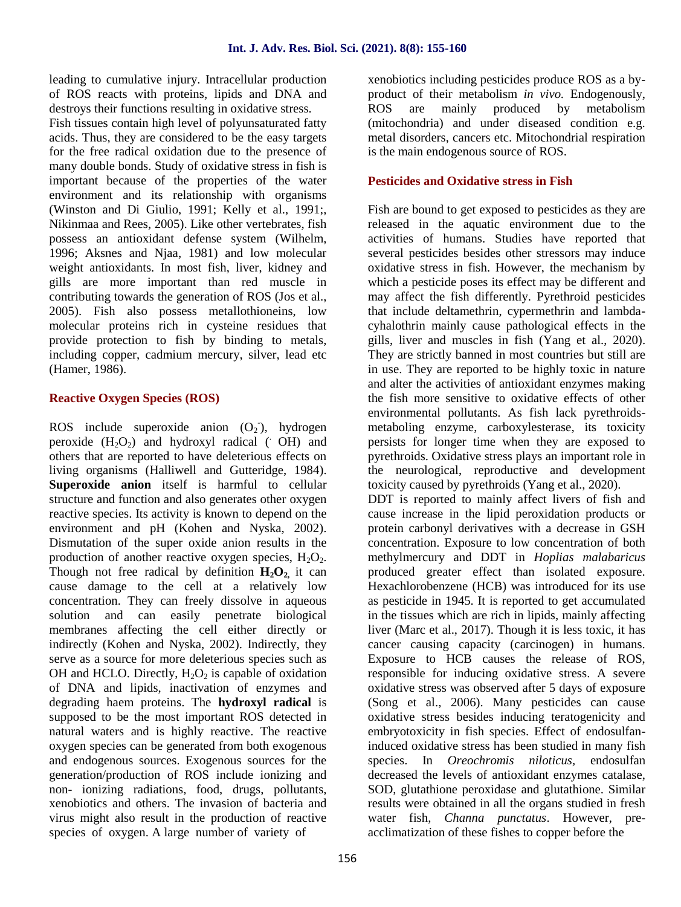leading to cumulative injury. Intracellular production of ROS reacts with proteins, lipids and DNA and destroys their functions resulting in oxidative stress.

Fish tissues contain high level of polyunsaturated fatty acids. Thus, they are considered to be the easy targets for the free radical oxidation due to the presence of many double bonds. Study of oxidative stress in fish is important because of the properties of the water environment and its relationship with organisms (Winston and Di Giulio, 1991; Kelly et al., 1991;, Nikinmaa and Rees, 2005). Like other vertebrates, fish possess an antioxidant defense system (Wilhelm, 1996; Aksnes and Njaa, 1981) and low molecular weight antioxidants. In most fish, liver, kidney and gills are more important than red muscle in contributing towards the generation of ROS (Jos et al., 2005). Fish also possess metallothioneins, low molecular proteins rich in cysteine residues that provide protection to fish by binding to metals, including copper, cadmium mercury, silver, lead etc (Hamer, 1986).

## Reactive Oxygen Species (ROS)

ROS include superoxide anion ($O_2^-$), hydrogen peroxide ($H_2O_2$) and hydroxyl radical ($\cdot OH$) and others that are reported to have deleterious effects on living organisms (Halliwell and Gutteridge, 1984). **Superoxide anion** itself is harmful to cellular structure and function and also generates other oxygen reactive species. Its activity is known to depend on the environment and pH (Kohen and Nyska, 2002). Dismutation of the super oxide anion results in the production of another reactive oxygen species, $H_2O_2$. Though not free radical by definition $\mathbf{H_2O_2}$, it can cause damage to the cell at a relatively low concentration. They can freely dissolve in aqueous solution and can easily penetrate biological membranes affecting the cell either directly or indirectly (Kohen and Nyska, 2002). Indirectly, they serve as a source for more deleterious species such as OH and HCLO. Directly, $H_2O_2$ is capable of oxidation of DNA and lipids, inactivation of enzymes and degrading haem proteins. The **hydroxyl radical** is supposed to be the most important ROS detected in natural waters and is highly reactive. The reactive oxygen species can be generated from both exogenous and endogenous sources. Exogenous sources for the generation/production of ROS include ionizing and non- ionizing radiations, food, drugs, pollutants, xenobiotics and others. The invasion of bacteria and virus might also result in the production of reactive species of oxygen. A large number of variety of xenobiotics including pesticides produce ROS as a by-product of their metabolism *in vivo.* Endogenously, ROS are mainly produced by metabolism (mitochondria) and under diseased condition e.g. metal disorders, cancers etc. Mitochondrial respiration is the main endogenous source of ROS.

## Pesticides and Oxidative stress in Fish

Fish are bound to get exposed to pesticides as they are released in the aquatic environment due to the activities of humans. Studies have reported that several pesticides besides other stressors may induce oxidative stress in fish. However, the mechanism by which a pesticide poses its effect may be different and may affect the fish differently. Pyrethroid pesticides that include deltamethrin, cypermethrin and lambda-cyhalothrin mainly cause pathological effects in the gills, liver and muscles in fish (Yang et al., 2020). They are strictly banned in most countries but still are in use. They are reported to be highly toxic in nature and alter the activities of antioxidant enzymes making the fish more sensitive to oxidative effects of other environmental pollutants. As fish lack pyrethroids-metaboling enzyme, carboxylesterase, its toxicity persists for longer time when they are exposed to pyrethroids. Oxidative stress plays an important role in the neurological, reproductive and development toxicity caused by pyrethroids (Yang et al., 2020).

DDT is reported to mainly affect livers of fish and cause increase in the lipid peroxidation products or protein carbonyl derivatives with a decrease in GSH concentration. Exposure to low concentration of both methylmercury and DDT in *Hoplias malabaricus* produced greater effect than isolated exposure. Hexachlorobenzene (HCB) was introduced for its use as pesticide in 1945. It is reported to get accumulated in the tissues which are rich in lipids, mainly affecting liver (Marc et al., 2017). Though it is less toxic, it has cancer causing capacity (carcinogen) in humans. Exposure to HCB causes the release of ROS, responsible for inducing oxidative stress. A severe oxidative stress was observed after 5 days of exposure (Song et al., 2006). Many pesticides can cause oxidative stress besides inducing teratogenicity and embryotoxicity in fish species. Effect of endosulfan-induced oxidative stress has been studied in many fish species. In *Oreochromis niloticus*, endosulfan decreased the levels of antioxidant enzymes catalase, SOD, glutathione peroxidase and glutathione. Similar results were obtained in all the organs studied in fresh water fish, *Channa punctatus*. However, pre-acclimatization of these fishes to copper before the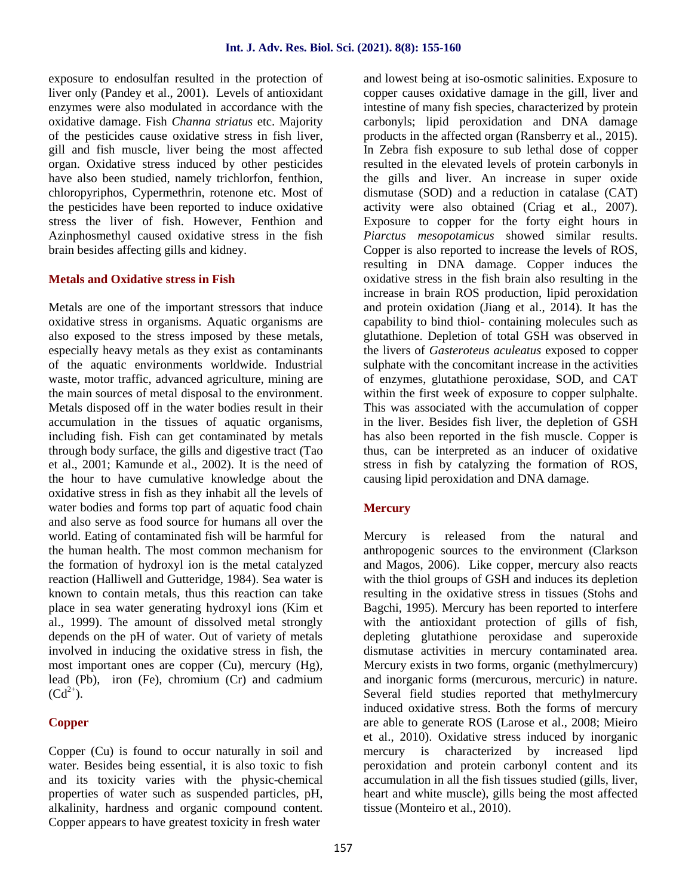exposure to endosulfan resulted in the protection of liver only (Pandey et al., 2001). Levels of antioxidant enzymes were also modulated in accordance with the oxidative damage. Fish *Channa striatus* etc. Majority of the pesticides cause oxidative stress in fish liver, gill and fish muscle, liver being the most affected organ. Oxidative stress induced by other pesticides have also been studied, namely trichlorfon, fenthion, chloropyriphos, Cypermethrin, rotenone etc. Most of the pesticides have been reported to induce oxidative stress the liver of fish. However, Fenthion and Azinphosmethyl caused oxidative stress in the fish brain besides affecting gills and kidney.

## Metals and Oxidative stress in Fish

Metals are one of the important stressors that induce oxidative stress in organisms. Aquatic organisms are also exposed to the stress imposed by these metals, especially heavy metals as they exist as contaminants of the aquatic environments worldwide. Industrial waste, motor traffic, advanced agriculture, mining are the main sources of metal disposal to the environment. Metals disposed off in the water bodies result in their accumulation in the tissues of aquatic organisms, including fish. Fish can get contaminated by metals through body surface, the gills and digestive tract (Tao et al., 2001; Kamunde et al., 2002). It is the need of the hour to have cumulative knowledge about the oxidative stress in fish as they inhabit all the levels of water bodies and forms top part of aquatic food chain and also serve as food source for humans all over the world. Eating of contaminated fish will be harmful for the human health. The most common mechanism for the formation of hydroxyl ion is the metal catalyzed reaction (Halliwell and Gutteridge, 1984). Sea water is known to contain metals, thus this reaction can take place in sea water generating hydroxyl ions (Kim et al., 1999). The amount of dissolved metal strongly depends on the pH of water. Out of variety of metals involved in inducing the oxidative stress in fish, the most important ones are copper (Cu), mercury (Hg), lead (Pb), iron (Fe), chromium (Cr) and cadmium ($Cd^{2+}$).

## Copper

Copper (Cu) is found to occur naturally in soil and water. Besides being essential, it is also toxic to fish and its toxicity varies with the physic-chemical properties of water such as suspended particles, pH, alkalinity, hardness and organic compound content. Copper appears to have greatest toxicity in fresh water and lowest being at iso-osmotic salinities. Exposure to copper causes oxidative damage in the gill, liver and intestine of many fish species, characterized by protein carbonyls; lipid peroxidation and DNA damage products in the affected organ (Ransberry et al., 2015). In Zebra fish exposure to sub lethal dose of copper resulted in the elevated levels of protein carbonyls in the gills and liver. An increase in super oxide dismutase (SOD) and a reduction in catalase (CAT) activity were also obtained (Criag et al., 2007). Exposure to copper for the forty eight hours in *Piarctus mesopotamicus* showed similar results. Copper is also reported to increase the levels of ROS, resulting in DNA damage. Copper induces the oxidative stress in the fish brain also resulting in the increase in brain ROS production, lipid peroxidation and protein oxidation (Jiang et al., 2014). It has the capability to bind thiol- containing molecules such as glutathione. Depletion of total GSH was observed in the livers of *Gasteroteus aculeatus* exposed to copper sulphate with the concomitant increase in the activities of enzymes, glutathione peroxidase, SOD, and CAT within the first week of exposure to copper sulphalte. This was associated with the accumulation of copper in the liver. Besides fish liver, the depletion of GSH has also been reported in the fish muscle. Copper is thus, can be interpreted as an inducer of oxidative stress in fish by catalyzing the formation of ROS, causing lipid peroxidation and DNA damage.

## Mercury

Mercury is released from the natural and anthropogenic sources to the environment (Clarkson and Magos, 2006). Like copper, mercury also reacts with the thiol groups of GSH and induces its depletion resulting in the oxidative stress in tissues (Stohs and Bagchi, 1995). Mercury has been reported to interfere with the antioxidant protection of gills of fish, depleting glutathione peroxidase and superoxide dismutase activities in mercury contaminated area. Mercury exists in two forms, organic (methylmercury) and inorganic forms (mercurous, mercuric) in nature. Several field studies reported that methylmercury induced oxidative stress. Both the forms of mercury are able to generate ROS (Larose et al., 2008; Mieiro et al., 2010). Oxidative stress induced by inorganic mercury is characterized by increased lipd peroxidation and protein carbonyl content and its accumulation in all the fish tissues studied (gills, liver, heart and white muscle), gills being the most affected tissue (Monteiro et al., 2010).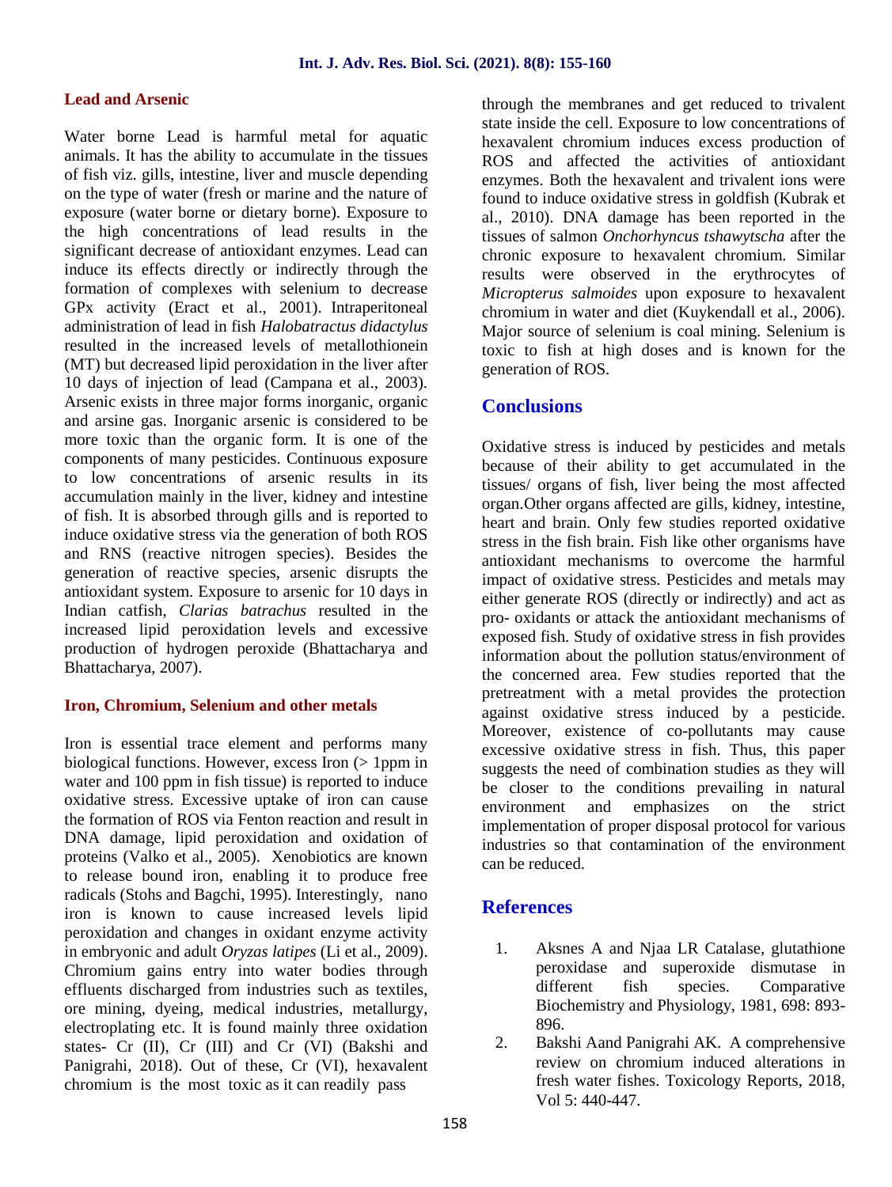### Lead and Arsenic

Water borne Lead is harmful metal for aquatic animals. It has the ability to accumulate in the tissues of fish viz. gills, intestine, liver and muscle depending on the type of water (fresh or marine and the nature of exposure (water borne or dietary borne). Exposure to the high concentrations of lead results in the significant decrease of antioxidant enzymes. Lead can induce its effects directly or indirectly through the formation of complexes with selenium to decrease GPx activity (Eract et al., 2001). Intraperitoneal administration of lead in fish *Halobatractus didactylus* resulted in the increased levels of metallothionein (MT) but decreased lipid peroxidation in the liver after 10 days of injection of lead (Campana et al., 2003). Arsenic exists in three major forms inorganic, organic and arsine gas. Inorganic arsenic is considered to be more toxic than the organic form. It is one of the components of many pesticides. Continuous exposure to low concentrations of arsenic results in its accumulation mainly in the liver, kidney and intestine of fish. It is absorbed through gills and is reported to induce oxidative stress via the generation of both ROS and RNS (reactive nitrogen species). Besides the generation of reactive species, arsenic disrupts the antioxidant system. Exposure to arsenic for 10 days in Indian catfish, *Clarias batrachus* resulted in the increased lipid peroxidation levels and excessive production of hydrogen peroxide (Bhattacharya and Bhattacharya, 2007).

### Iron, Chromium, Selenium and other metals

Iron is essential trace element and performs many biological functions. However, excess Iron (> 1ppm in water and 100 ppm in fish tissue) is reported to induce oxidative stress. Excessive uptake of iron can cause the formation of ROS via Fenton reaction and result in DNA damage, lipid peroxidation and oxidation of proteins (Valko et al., 2005). Xenobiotics are known to release bound iron, enabling it to produce free radicals (Stohs and Bagchi, 1995). Interestingly, nano iron is known to cause increased levels lipid peroxidation and changes in oxidant enzyme activity in embryonic and adult *Oryzas latipes* (Li et al., 2009). Chromium gains entry into water bodies through effluents discharged from industries such as textiles, ore mining, dyeing, medical industries, metallurgy, electroplating etc. It is found mainly three oxidation states- Cr (II), Cr (III) and Cr (VI) (Bakshi and Panigrahi, 2018). Out of these, Cr (VI), hexavalent chromium is the most toxic as it can readily pass through the membranes and get reduced to trivalent state inside the cell. Exposure to low concentrations of hexavalent chromium induces excess production of ROS and affected the activities of antioxidant enzymes. Both the hexavalent and trivalent ions were found to induce oxidative stress in goldfish (Kubrak et al., 2010). DNA damage has been reported in the tissues of salmon *Onchorhyncus tshawytscha* after the chronic exposure to hexavalent chromium. Similar results were observed in the erythrocytes of *Micropterus salmoides* upon exposure to hexavalent chromium in water and diet (Kuykendall et al., 2006). Major source of selenium is coal mining. Selenium is toxic to fish at high doses and is known for the generation of ROS.

## Conclusions

Oxidative stress is induced by pesticides and metals because of their ability to get accumulated in the tissues/ organs of fish, liver being the most affected organ.Other organs affected are gills, kidney, intestine, heart and brain. Only few studies reported oxidative stress in the fish brain. Fish like other organisms have antioxidant mechanisms to overcome the harmful impact of oxidative stress. Pesticides and metals may either generate ROS (directly or indirectly) and act as pro- oxidants or attack the antioxidant mechanisms of exposed fish. Study of oxidative stress in fish provides information about the pollution status/environment of the concerned area. Few studies reported that the pretreatment with a metal provides the protection against oxidative stress induced by a pesticide. Moreover, existence of co-pollutants may cause excessive oxidative stress in fish. Thus, this paper suggests the need of combination studies as they will be closer to the conditions prevailing in natural environment and emphasizes on the strict implementation of proper disposal protocol for various industries so that contamination of the environment can be reduced.

## References

1. Aksnes A and Njaa LR Catalase, glutathione peroxidase and superoxide dismutase in different fish species. Comparative Biochemistry and Physiology, 1981, 698: 893-896.
2. Bakshi Aand Panigrahi AK. A comprehensive review on chromium induced alterations in fresh water fishes. Toxicology Reports, 2018, Vol 5: 440-447.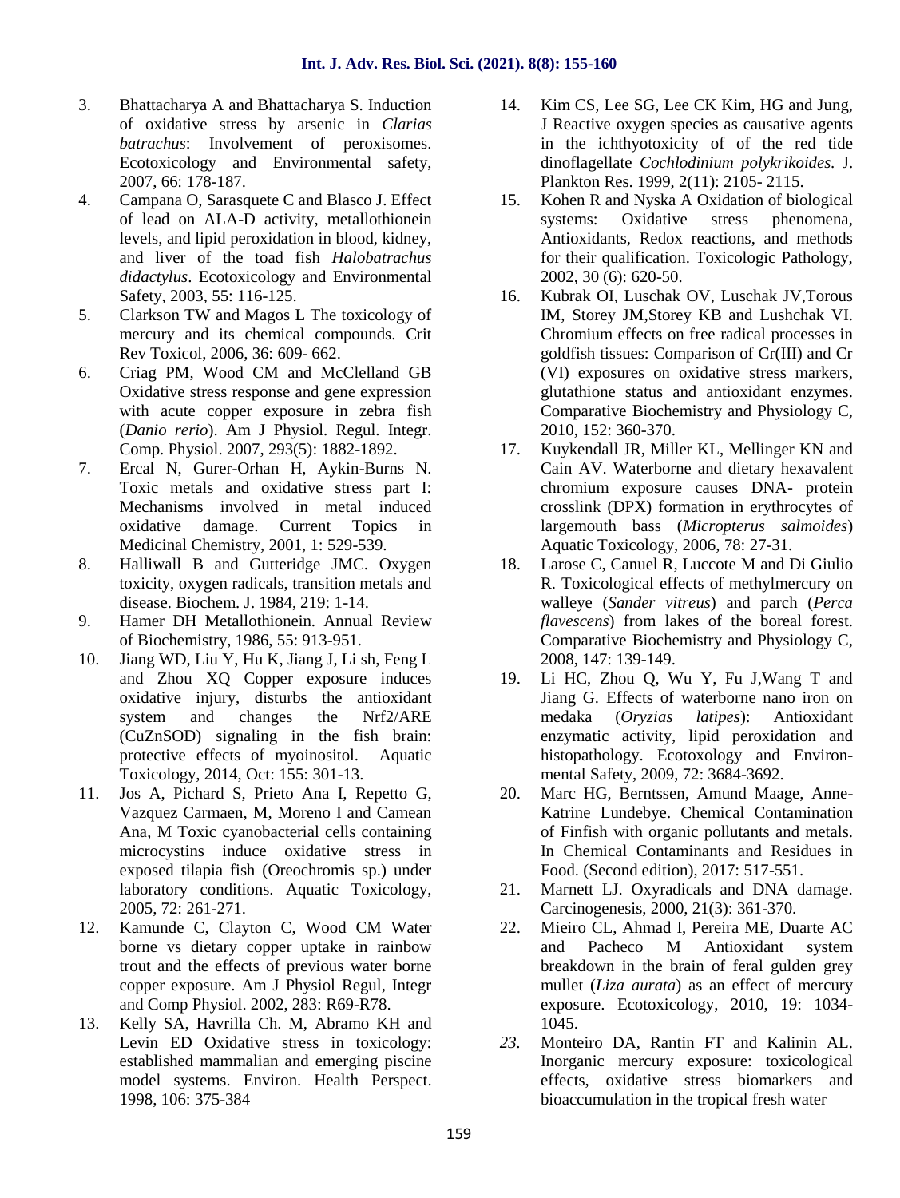3. Bhattacharya A and Bhattacharya S. Induction of oxidative stress by arsenic in *Clarias batrachus*: Involvement of peroxisomes. Ecotoxicology and Environmental safety, 2007, 66: 178-187.
4. Campana O, Sarasquete C and Blasco J. Effect of lead on ALA-D activity, metallothionein levels, and lipid peroxidation in blood, kidney, and liver of the toad fish *Halobatrachus didactylus*. Ecotoxicology and Environmental Safety, 2003, 55: 116-125.
5. Clarkson TW and Magos L The toxicology of mercury and its chemical compounds. Crit Rev Toxicol, 2006, 36: 609- 662.
6. Criag PM, Wood CM and McClelland GB Oxidative stress response and gene expression with acute copper exposure in zebra fish (*Danio rerio*). Am J Physiol. Regul. Integr. Comp. Physiol. 2007, 293(5): 1882-1892.
7. Ercal N, Gurer-Orhan H, Aykin-Burns N. Toxic metals and oxidative stress part I: Mechanisms involved in metal induced oxidative damage. Current Topics in Medicinal Chemistry, 2001, 1: 529-539.
8. Halliwall B and Gutteridge JMC. Oxygen toxicity, oxygen radicals, transition metals and disease. Biochem. J. 1984, 219: 1-14.
9. Hamer DH Metallothionein. Annual Review of Biochemistry, 1986, 55: 913-951.
10. Jiang WD, Liu Y, Hu K, Jiang J, Li sh, Feng L and Zhou XQ Copper exposure induces oxidative injury, disturbs the antioxidant system and changes the Nrf2/ARE (CuZnSOD) signaling in the fish brain: protective effects of myoinositol. Aquatic Toxicology, 2014, Oct: 155: 301-13.
11. Jos A, Pichard S, Prieto Ana I, Repetto G, Vazquez Carmaen, M, Moreno I and Camean Ana, M Toxic cyanobacterial cells containing microcystins induce oxidative stress in exposed tilapia fish (Oreochromis sp.) under laboratory conditions. Aquatic Toxicology, 2005, 72: 261-271.
12. Kamunde C, Clayton C, Wood CM Water borne vs dietary copper uptake in rainbow trout and the effects of previous water borne copper exposure. Am J Physiol Regul, Integr and Comp Physiol. 2002, 283: R69-R78.
13. Kelly SA, Havrilla Ch. M, Abramo KH and Levin ED Oxidative stress in toxicology: established mammalian and emerging piscine model systems. Environ. Health Perspect. 1998, 106: 375-384
14. Kim CS, Lee SG, Lee CK Kim, HG and Jung, J Reactive oxygen species as causative agents in the ichthyotoxicity of of the red tide dinoflagellate *Cochlodinium polykrikoides.* J. Plankton Res. 1999, 2(11): 2105- 2115.
15. Kohen R and Nyska A Oxidation of biological systems: Oxidative stress phenomena, Antioxidants, Redox reactions, and methods for their qualification. Toxicologic Pathology, 2002, 30 (6): 620-50.
16. Kubrak OI, Luschak OV, Luschak JV,Torous IM, Storey JM,Storey KB and Lushchak VI. Chromium effects on free radical processes in goldfish tissues: Comparison of Cr(III) and Cr (VI) exposures on oxidative stress markers, glutathione status and antioxidant enzymes. Comparative Biochemistry and Physiology C, 2010, 152: 360-370.
17. Kuykendall JR, Miller KL, Mellinger KN and Cain AV. Waterborne and dietary hexavalent chromium exposure causes DNA- protein crosslink (DPX) formation in erythrocytes of largemouth bass (*Micropterus salmoides*) Aquatic Toxicology, 2006, 78: 27-31.
18. Larose C, Canuel R, Luccote M and Di Giulio R. Toxicological effects of methylmercury on walleye (*Sander vitreus*) and parch (*Perca flavescens*) from lakes of the boreal forest. Comparative Biochemistry and Physiology C, 2008, 147: 139-149.
19. Li HC, Zhou Q, Wu Y, Fu J,Wang T and Jiang G. Effects of waterborne nano iron on medaka (*Oryzias latipes*): Antioxidant enzymatic activity, lipid peroxidation and histopathology. Ecotoxology and Environmental Safety, 2009, 72: 3684-3692.
20. Marc HG, Berntssen, Amund Maage, Anne-Katrine Lundebye. Chemical Contamination of Finfish with organic pollutants and metals. In Chemical Contaminants and Residues in Food. (Second edition), 2017: 517-551.
21. Marnett LJ. Oxyradicals and DNA damage. Carcinogenesis, 2000, 21(3): 361-370.
22. Mieiro CL, Ahmad I, Pereira ME, Duarte AC and Pacheco M Antioxidant system breakdown in the brain of feral gulden grey mullet (*Liza aurata*) as an effect of mercury exposure. Ecotoxicology, 2010, 19: 1034-1045.
23. Monteiro DA, Rantin FT and Kalinin AL. Inorganic mercury exposure: toxicological effects, oxidative stress biomarkers and bioaccumulation in the tropical fresh water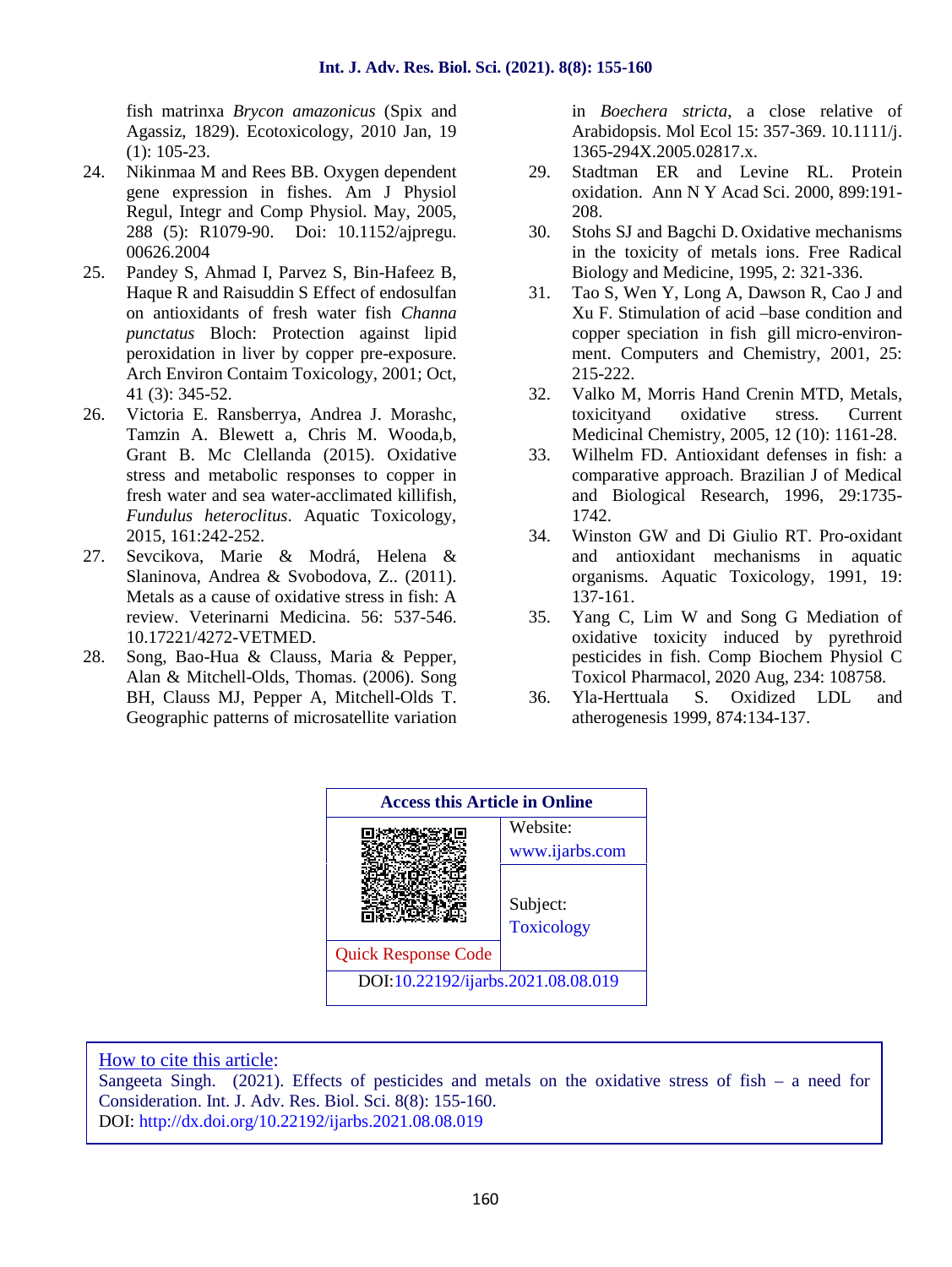fish matrinxa *Brycon amazonicus* (Spix and Agassiz, 1829). Ecotoxicology, 2010 Jan, 19 (1): 105-23.

24. Nikinmaa M and Rees BB. Oxygen dependent gene expression in fishes. Am J Physiol Regul, Integr and Comp Physiol. May, 2005, 288 (5): R1079-90. Doi: 10.1152/ajpregu. 00626.2004
25. Pandey S, Ahmad I, Parvez S, Bin-Hafeez B, Haque R and Raisuddin S Effect of endosulfan on antioxidants of fresh water fish *Channa punctatus* Bloch: Protection against lipid peroxidation in liver by copper pre-exposure. Arch Environ Contaim Toxicology, 2001; Oct, 41 (3): 345-52.
26. Victoria E. Ransberrya, Andrea J. Morashc, Tamzin A. Blewett a, Chris M. Wooda,b, Grant B. Mc Clellanda (2015). Oxidative stress and metabolic responses to copper in fresh water and sea water-acclimated killifish, *Fundulus heteroclitus*. Aquatic Toxicology, 2015, 161:242-252.
27. Sevcikova, Marie & Modrá, Helena & Slaninova, Andrea & Svobodova, Z.. (2011). Metals as a cause of oxidative stress in fish: A review. Veterinarni Medicina. 56: 537-546. 10.17221/4272-VETMED.
28. Song, Bao-Hua & Clauss, Maria & Pepper, Alan & Mitchell-Olds, Thomas. (2006). Song BH, Clauss MJ, Pepper A, Mitchell-Olds T. Geographic patterns of microsatellite variation in *Boechera stricta*, a close relative of Arabidopsis. Mol Ecol 15: 357-369. 10.1111/j. 1365-294X.2005.02817.x.
29. Stadtman ER and Levine RL. Protein oxidation. Ann N Y Acad Sci. 2000, 899:191-208.
30. Stohs SJ and Bagchi D. Oxidative mechanisms in the toxicity of metals ions. Free Radical Biology and Medicine, 1995, 2: 321-336.
31. Tao S, Wen Y, Long A, Dawson R, Cao J and Xu F. Stimulation of acid –base condition and copper speciation in fish gill micro-environment. Computers and Chemistry, 2001, 25: 215-222.
32. Valko M, Morris Hand Crenin MTD, Metals, toxicityand oxidative stress. Current Medicinal Chemistry, 2005, 12 (10): 1161-28.
33. Wilhelm FD. Antioxidant defenses in fish: a comparative approach. Brazilian J of Medical and Biological Research, 1996, 29:1735-1742.
34. Winston GW and Di Giulio RT. Pro-oxidant and antioxidant mechanisms in aquatic organisms. Aquatic Toxicology, 1991, 19: 137-161.
35. Yang C, Lim W and Song G Mediation of oxidative toxicity induced by pyrethroid pesticides in fish. Comp Biochem Physiol C Toxicol Pharmacol, 2020 Aug, 234: 108758.
36. Yla-Herttuala S. Oxidized LDL and atherogenesis 1999, 874:134-137.

| Access this Article in Online | |
|---|---|
| | Website: www.ijarbs.com |
| Quick Response Code | Subject: Toxicology |
| DOI:10.22192/ijarbs.2021.08.08.019 | |

How to cite this article:
Sangeeta Singh. (2021). Effects of pesticides and metals on the oxidative stress of fish – a need for Consideration. Int. J. Adv. Res. Biol. Sci. 8(8): 155-160.
DOI: http://dx.doi.org/10.22192/ijarbs.2021.08.08.019